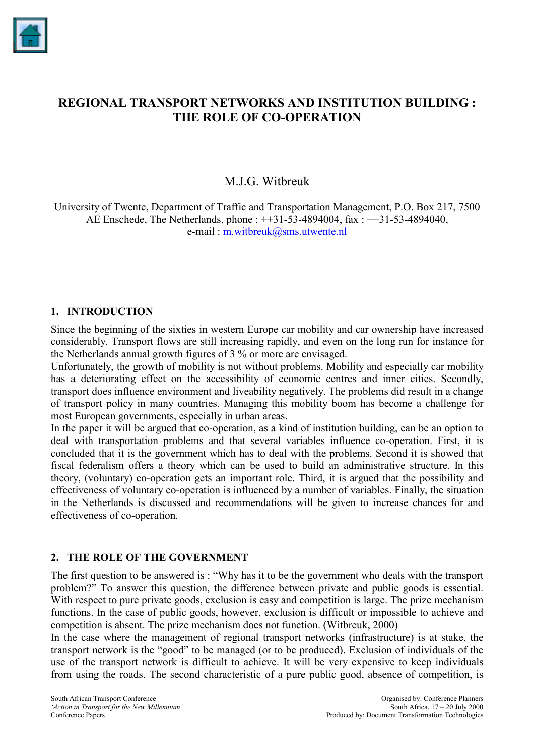# REGIONAL TRANSPORT NETWORKS AND INSTITUTION BUILDING : THE ROLE OF CO-OPERATION

M.J.G. Witbreuk

University of Twente, Department of Traffic and Transportation Management, P.O. Box 217, 7500 AE Enschede, The Netherlands, phone : ++31-53-4894004, fax : ++31-53-4894040, e-mail : m.witbreuk@sms.utwente.nl

## 1. INTRODUCTION

Since the beginning of the sixties in western Europe car mobility and car ownership have increased considerably. Transport flows are still increasing rapidly, and even on the long run for instance for the Netherlands annual growth figures of 3 % or more are envisaged.

Unfortunately, the growth of mobility is not without problems. Mobility and especially car mobility has a deteriorating effect on the accessibility of economic centres and inner cities. Secondly, transport does influence environment and liveability negatively. The problems did result in a change of transport policy in many countries. Managing this mobility boom has become a challenge for most European governments, especially in urban areas.

In the paper it will be argued that co-operation, as a kind of institution building, can be an option to deal with transportation problems and that several variables influence co-operation. First, it is concluded that it is the government which has to deal with the problems. Second it is showed that fiscal federalism offers a theory which can be used to build an administrative structure. In this theory, (voluntary) co-operation gets an important role. Third, it is argued that the possibility and effectiveness of voluntary co-operation is influenced by a number of variables. Finally, the situation in the Netherlands is discussed and recommendations will be given to increase chances for and effectiveness of co-operation.

## 2. THE ROLE OF THE GOVERNMENT

The first question to be answered is : "Why has it to be the government who deals with the transport problem?" To answer this question, the difference between private and public goods is essential. With respect to pure private goods, exclusion is easy and competition is large. The prize mechanism functions. In the case of public goods, however, exclusion is difficult or impossible to achieve and competition is absent. The prize mechanism does not function. (Witbreuk, 2000)

In the case where the management of regional transport networks (infrastructure) is at stake, the transport network is the "good" to be managed (or to be produced). Exclusion of individuals of the use of the transport network is difficult to achieve. It will be very expensive to keep individuals from using the roads. The second characteristic of a pure public good, absence of competition, is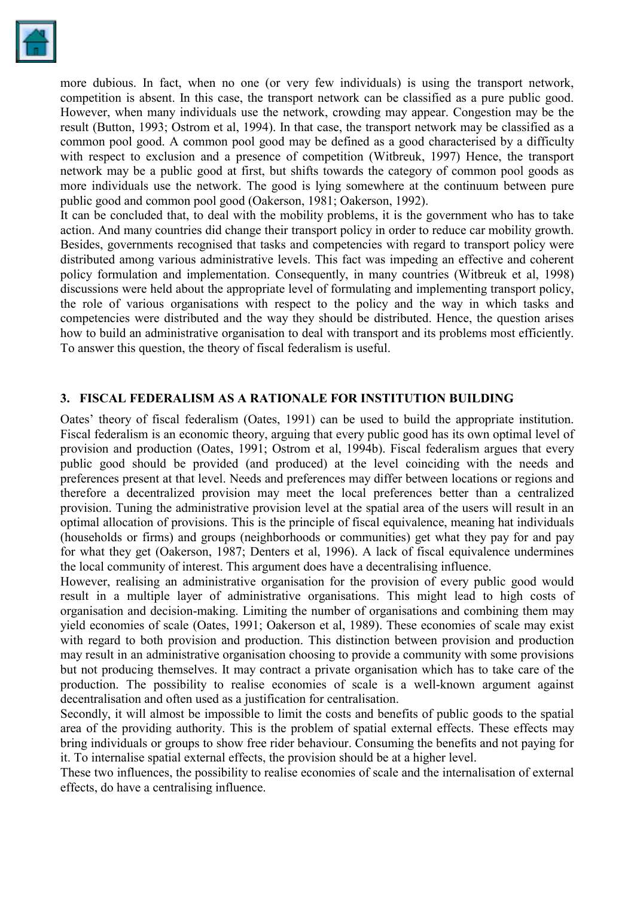more dubious. In fact, when no one (or very few individuals) is using the transport network, competition is absent. In this case, the transport network can be classified as a pure public good. However, when many individuals use the network, crowding may appear. Congestion may be the result (Button, 1993; Ostrom et al, 1994). In that case, the transport network may be classified as a common pool good. A common pool good may be defined as a good characterised by a difficulty with respect to exclusion and a presence of competition (Witbreuk, 1997) Hence, the transport network may be a public good at first, but shifts towards the category of common pool goods as more individuals use the network. The good is lying somewhere at the continuum between pure public good and common pool good (Oakerson, 1981; Oakerson, 1992).

It can be concluded that, to deal with the mobility problems, it is the government who has to take action. And many countries did change their transport policy in order to reduce car mobility growth. Besides, governments recognised that tasks and competencies with regard to transport policy were distributed among various administrative levels. This fact was impeding an effective and coherent policy formulation and implementation. Consequently, in many countries (Witbreuk et al, 1998) discussions were held about the appropriate level of formulating and implementing transport policy, the role of various organisations with respect to the policy and the way in which tasks and competencies were distributed and the way they should be distributed. Hence, the question arises how to build an administrative organisation to deal with transport and its problems most efficiently. To answer this question, the theory of fiscal federalism is useful.

## 3. FISCAL FEDERALISM AS A RATIONALE FOR INSTITUTION BUILDING

Oates' theory of fiscal federalism (Oates, 1991) can be used to build the appropriate institution. Fiscal federalism is an economic theory, arguing that every public good has its own optimal level of provision and production (Oates, 1991; Ostrom et al, 1994b). Fiscal federalism argues that every public good should be provided (and produced) at the level coinciding with the needs and preferences present at that level. Needs and preferences may differ between locations or regions and therefore a decentralized provision may meet the local preferences better than a centralized provision. Tuning the administrative provision level at the spatial area of the users will result in an optimal allocation of provisions. This is the principle of fiscal equivalence, meaning hat individuals (households or firms) and groups (neighborhoods or communities) get what they pay for and pay for what they get (Oakerson, 1987; Denters et al, 1996). A lack of fiscal equivalence undermines the local community of interest. This argument does have a decentralising influence.

However, realising an administrative organisation for the provision of every public good would result in a multiple layer of administrative organisations. This might lead to high costs of organisation and decision-making. Limiting the number of organisations and combining them may yield economies of scale (Oates, 1991; Oakerson et al, 1989). These economies of scale may exist with regard to both provision and production. This distinction between provision and production may result in an administrative organisation choosing to provide a community with some provisions but not producing themselves. It may contract a private organisation which has to take care of the production. The possibility to realise economies of scale is a well-known argument against decentralisation and often used as a justification for centralisation.

Secondly, it will almost be impossible to limit the costs and benefits of public goods to the spatial area of the providing authority. This is the problem of spatial external effects. These effects may bring individuals or groups to show free rider behaviour. Consuming the benefits and not paying for it. To internalise spatial external effects, the provision should be at a higher level.

These two influences, the possibility to realise economies of scale and the internalisation of external effects, do have a centralising influence.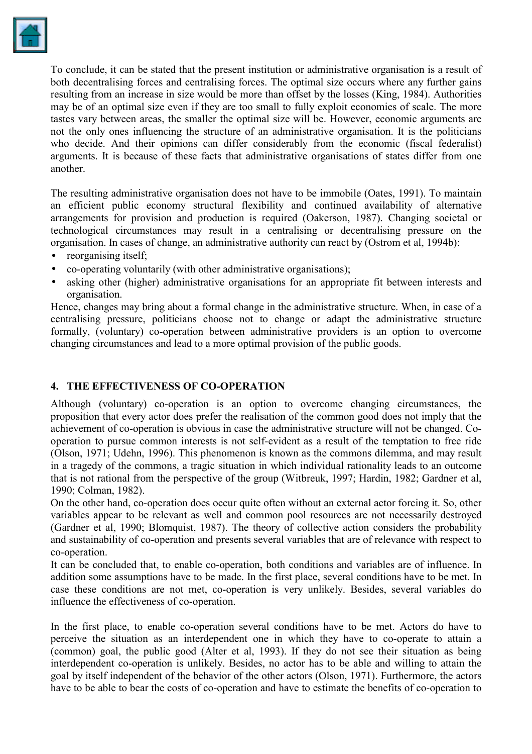To conclude, it can be stated that the present institution or administrative organisation is a result of both decentralising forces and centralising forces. The optimal size occurs where any further gains resulting from an increase in size would be more than offset by the losses (King, 1984). Authorities may be of an optimal size even if they are too small to fully exploit economies of scale. The more tastes vary between areas, the smaller the optimal size will be. However, economic arguments are not the only ones influencing the structure of an administrative organisation. It is the politicians who decide. And their opinions can differ considerably from the economic (fiscal federalist) arguments. It is because of these facts that administrative organisations of states differ from one another.

The resulting administrative organisation does not have to be immobile (Oates, 1991). To maintain an efficient public economy structural flexibility and continued availability of alternative arrangements for provision and production is required (Oakerson, 1987). Changing societal or technological circumstances may result in a centralising or decentralising pressure on the organisation. In cases of change, an administrative authority can react by (Ostrom et al, 1994b):

- reorganising itself;
- co-operating voluntarily (with other administrative organisations);
- asking other (higher) administrative organisations for an appropriate fit between interests and organisation.

Hence, changes may bring about a formal change in the administrative structure. When, in case of a centralising pressure, politicians choose not to change or adapt the administrative structure formally, (voluntary) co-operation between administrative providers is an option to overcome changing circumstances and lead to a more optimal provision of the public goods.

## 4. THE EFFECTIVENESS OF CO-OPERATION

Although (voluntary) co-operation is an option to overcome changing circumstances, the proposition that every actor does prefer the realisation of the common good does not imply that the achievement of co-operation is obvious in case the administrative structure will not be changed. Co-operation to pursue common interests is not self-evident as a result of the temptation to free ride (Olson, 1971; Udehn, 1996). This phenomenon is known as the commons dilemma, and may result in a tragedy of the commons, a tragic situation in which individual rationality leads to an outcome that is not rational from the perspective of the group (Witbreuk, 1997; Hardin, 1982; Gardner et al, 1990; Colman, 1982).

On the other hand, co-operation does occur quite often without an external actor forcing it. So, other variables appear to be relevant as well and common pool resources are not necessarily destroyed (Gardner et al, 1990; Blomquist, 1987). The theory of collective action considers the probability and sustainability of co-operation and presents several variables that are of relevance with respect to co-operation.

It can be concluded that, to enable co-operation, both conditions and variables are of influence. In addition some assumptions have to be made. In the first place, several conditions have to be met. In case these conditions are not met, co-operation is very unlikely. Besides, several variables do influence the effectiveness of co-operation.

In the first place, to enable co-operation several conditions have to be met. Actors do have to perceive the situation as an interdependent one in which they have to co-operate to attain a (common) goal, the public good (Alter et al, 1993). If they do not see their situation as being interdependent co-operation is unlikely. Besides, no actor has to be able and willing to attain the goal by itself independent of the behavior of the other actors (Olson, 1971). Furthermore, the actors have to be able to bear the costs of co-operation and have to estimate the benefits of co-operation to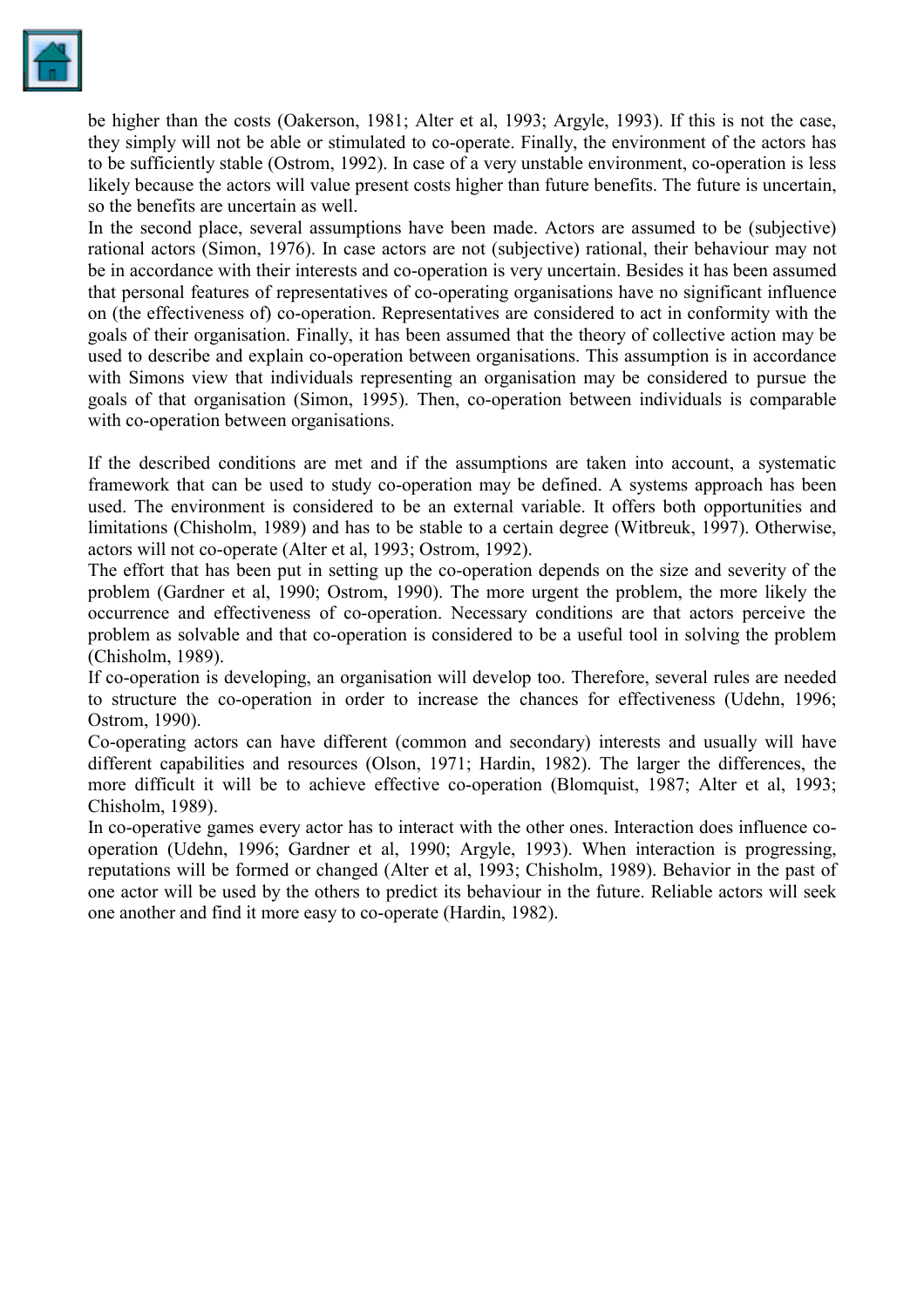be higher than the costs (Oakerson, 1981; Alter et al, 1993; Argyle, 1993). If this is not the case, they simply will not be able or stimulated to co-operate. Finally, the environment of the actors has to be sufficiently stable (Ostrom, 1992). In case of a very unstable environment, co-operation is less likely because the actors will value present costs higher than future benefits. The future is uncertain, so the benefits are uncertain as well.

In the second place, several assumptions have been made. Actors are assumed to be (subjective) rational actors (Simon, 1976). In case actors are not (subjective) rational, their behaviour may not be in accordance with their interests and co-operation is very uncertain. Besides it has been assumed that personal features of representatives of co-operating organisations have no significant influence on (the effectiveness of) co-operation. Representatives are considered to act in conformity with the goals of their organisation. Finally, it has been assumed that the theory of collective action may be used to describe and explain co-operation between organisations. This assumption is in accordance with Simons view that individuals representing an organisation may be considered to pursue the goals of that organisation (Simon, 1995). Then, co-operation between individuals is comparable with co-operation between organisations.

If the described conditions are met and if the assumptions are taken into account, a systematic framework that can be used to study co-operation may be defined. A systems approach has been used. The environment is considered to be an external variable. It offers both opportunities and limitations (Chisholm, 1989) and has to be stable to a certain degree (Witbreuk, 1997). Otherwise, actors will not co-operate (Alter et al, 1993; Ostrom, 1992).

The effort that has been put in setting up the co-operation depends on the size and severity of the problem (Gardner et al, 1990; Ostrom, 1990). The more urgent the problem, the more likely the occurrence and effectiveness of co-operation. Necessary conditions are that actors perceive the problem as solvable and that co-operation is considered to be a useful tool in solving the problem (Chisholm, 1989).

If co-operation is developing, an organisation will develop too. Therefore, several rules are needed to structure the co-operation in order to increase the chances for effectiveness (Udehn, 1996; Ostrom, 1990).

Co-operating actors can have different (common and secondary) interests and usually will have different capabilities and resources (Olson, 1971; Hardin, 1982). The larger the differences, the more difficult it will be to achieve effective co-operation (Blomquist, 1987; Alter et al, 1993; Chisholm, 1989).

In co-operative games every actor has to interact with the other ones. Interaction does influence co-operation (Udehn, 1996; Gardner et al, 1990; Argyle, 1993). When interaction is progressing, reputations will be formed or changed (Alter et al, 1993; Chisholm, 1989). Behavior in the past of one actor will be used by the others to predict its behaviour in the future. Reliable actors will seek one another and find it more easy to co-operate (Hardin, 1982).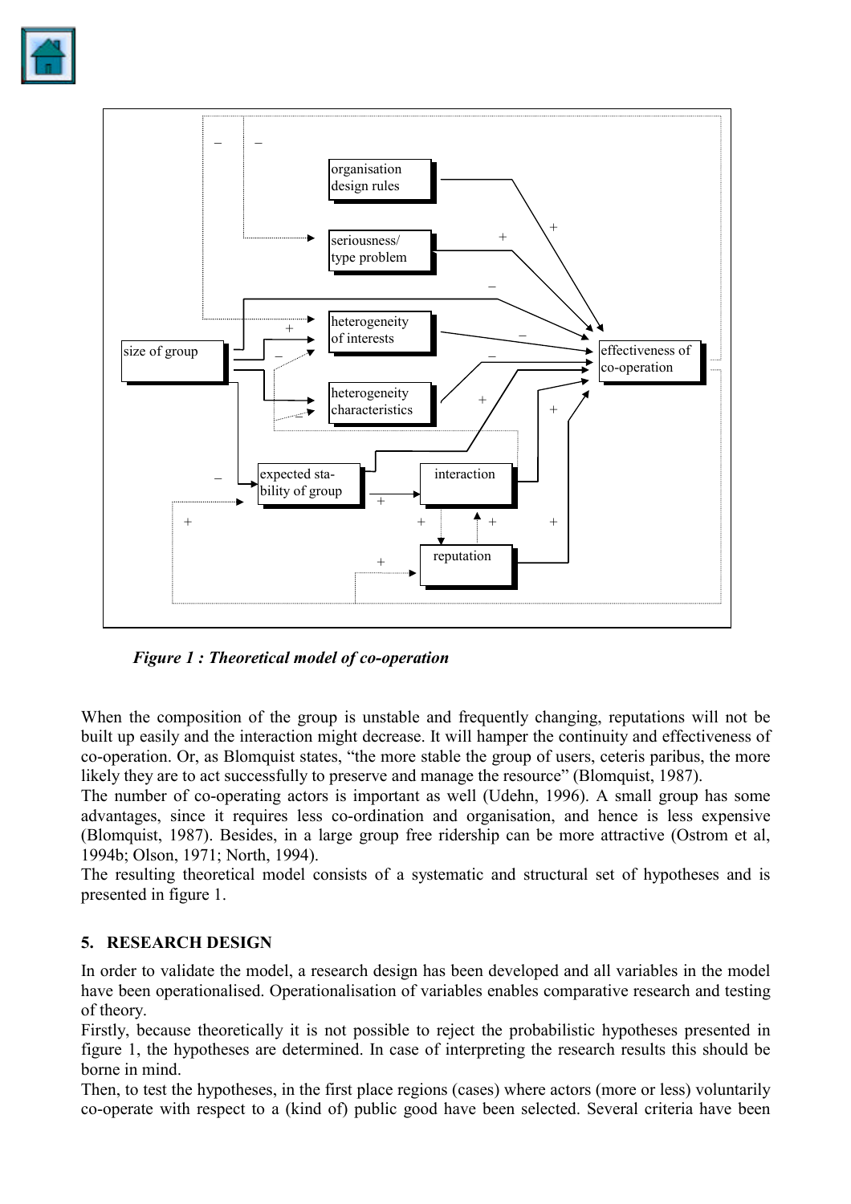*Figure 1 : Theoretical model of co-operation*

When the composition of the group is unstable and frequently changing, reputations will not be built up easily and the interaction might decrease. It will hamper the continuity and effectiveness of co-operation. Or, as Blomquist states, "the more stable the group of users, ceteris paribus, the more likely they are to act successfully to preserve and manage the resource" (Blomquist, 1987).
The number of co-operating actors is important as well (Udehn, 1996). A small group has some advantages, since it requires less co-ordination and organisation, and hence is less expensive (Blomquist, 1987). Besides, in a large group free ridership can be more attractive (Ostrom et al, 1994b; Olson, 1971; North, 1994).
The resulting theoretical model consists of a systematic and structural set of hypotheses and is presented in figure 1.

## 5. RESEARCH DESIGN

In order to validate the model, a research design has been developed and all variables in the model have been operationalised. Operationalisation of variables enables comparative research and testing of theory.
Firstly, because theoretically it is not possible to reject the probabilistic hypotheses presented in figure 1, the hypotheses are determined. In case of interpreting the research results this should be borne in mind.
Then, to test the hypotheses, in the first place regions (cases) where actors (more or less) voluntarily co-operate with respect to a (kind of) public good have been selected. Several criteria have been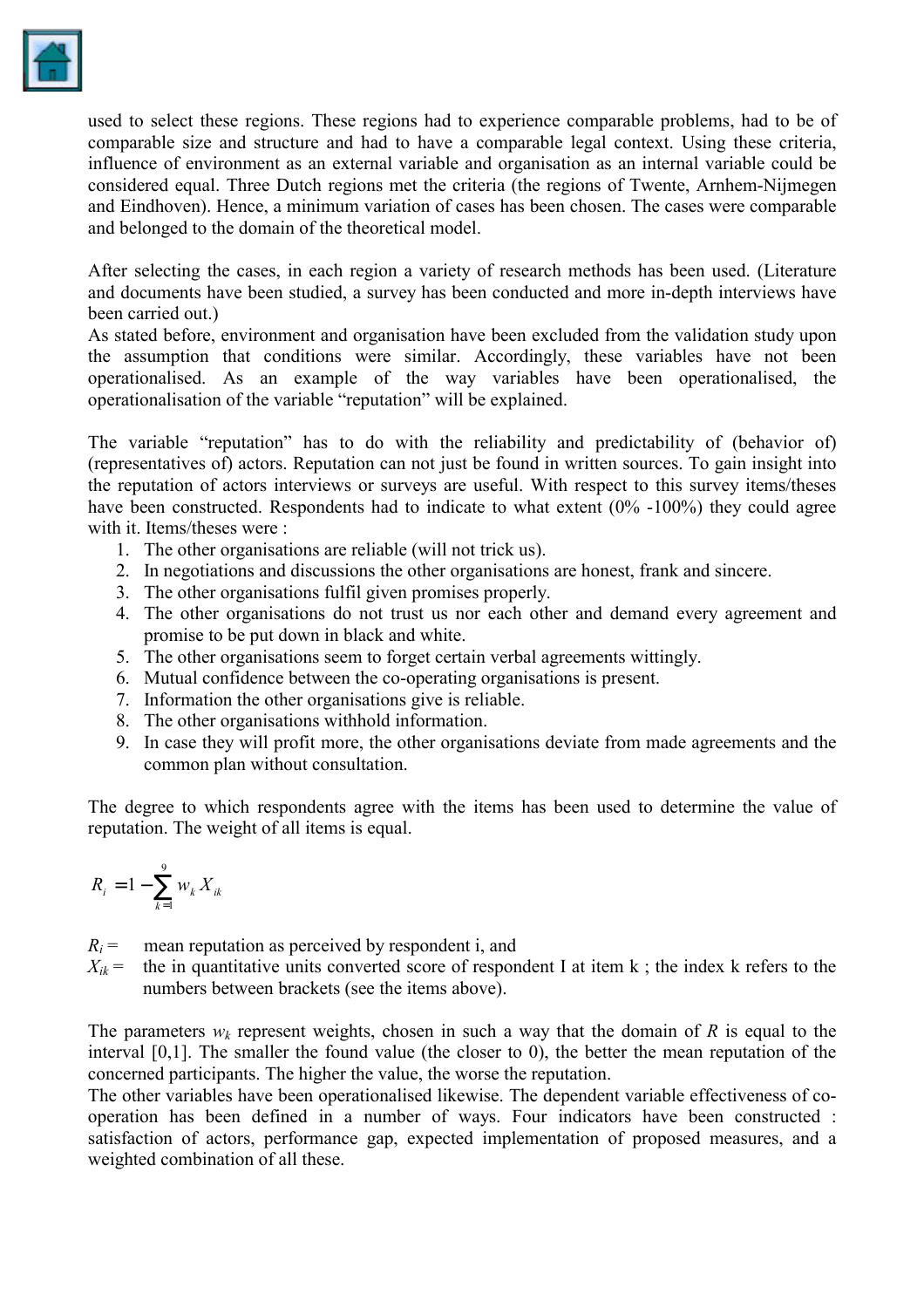used to select these regions. These regions had to experience comparable problems, had to be of comparable size and structure and had to have a comparable legal context. Using these criteria, influence of environment as an external variable and organisation as an internal variable could be considered equal. Three Dutch regions met the criteria (the regions of Twente, Arnhem-Nijmegen and Eindhoven). Hence, a minimum variation of cases has been chosen. The cases were comparable and belonged to the domain of the theoretical model.

After selecting the cases, in each region a variety of research methods has been used. (Literature and documents have been studied, a survey has been conducted and more in-depth interviews have been carried out.)
As stated before, environment and organisation have been excluded from the validation study upon the assumption that conditions were similar. Accordingly, these variables have not been operationalised. As an example of the way variables have been operationalised, the operationalisation of the variable "reputation" will be explained.

The variable "reputation" has to do with the reliability and predictability of (behavior of) (representatives of) actors. Reputation can not just be found in written sources. To gain insight into the reputation of actors interviews or surveys are useful. With respect to this survey items/theses have been constructed. Respondents had to indicate to what extent (0% -100%) they could agree with it. Items/theses were :

1. The other organisations are reliable (will not trick us).
2. In negotiations and discussions the other organisations are honest, frank and sincere.
3. The other organisations fulfil given promises properly.
4. The other organisations do not trust us nor each other and demand every agreement and promise to be put down in black and white.
5. The other organisations seem to forget certain verbal agreements wittingly.
6. Mutual confidence between the co-operating organisations is present.
7. Information the other organisations give is reliable.
8. The other organisations withhold information.
9. In case they will profit more, the other organisations deviate from made agreements and the common plan without consultation.

The degree to which respondents agree with the items has been used to determine the value of reputation. The weight of all items is equal.

$$R_i = 1 - \sum_{k=1}^{9} w_k X_{ik}$$

$R_i$ = mean reputation as perceived by respondent i, and
$X_{ik}$ = the in quantitative units converted score of respondent I at item k ; the index k refers to the numbers between brackets (see the items above).

The parameters $w_k$ represent weights, chosen in such a way that the domain of $R$ is equal to the interval [0,1]. The smaller the found value (the closer to 0), the better the mean reputation of the concerned participants. The higher the value, the worse the reputation.
The other variables have been operationalised likewise. The dependent variable effectiveness of co-operation has been defined in a number of ways. Four indicators have been constructed : satisfaction of actors, performance gap, expected implementation of proposed measures, and a weighted combination of all these.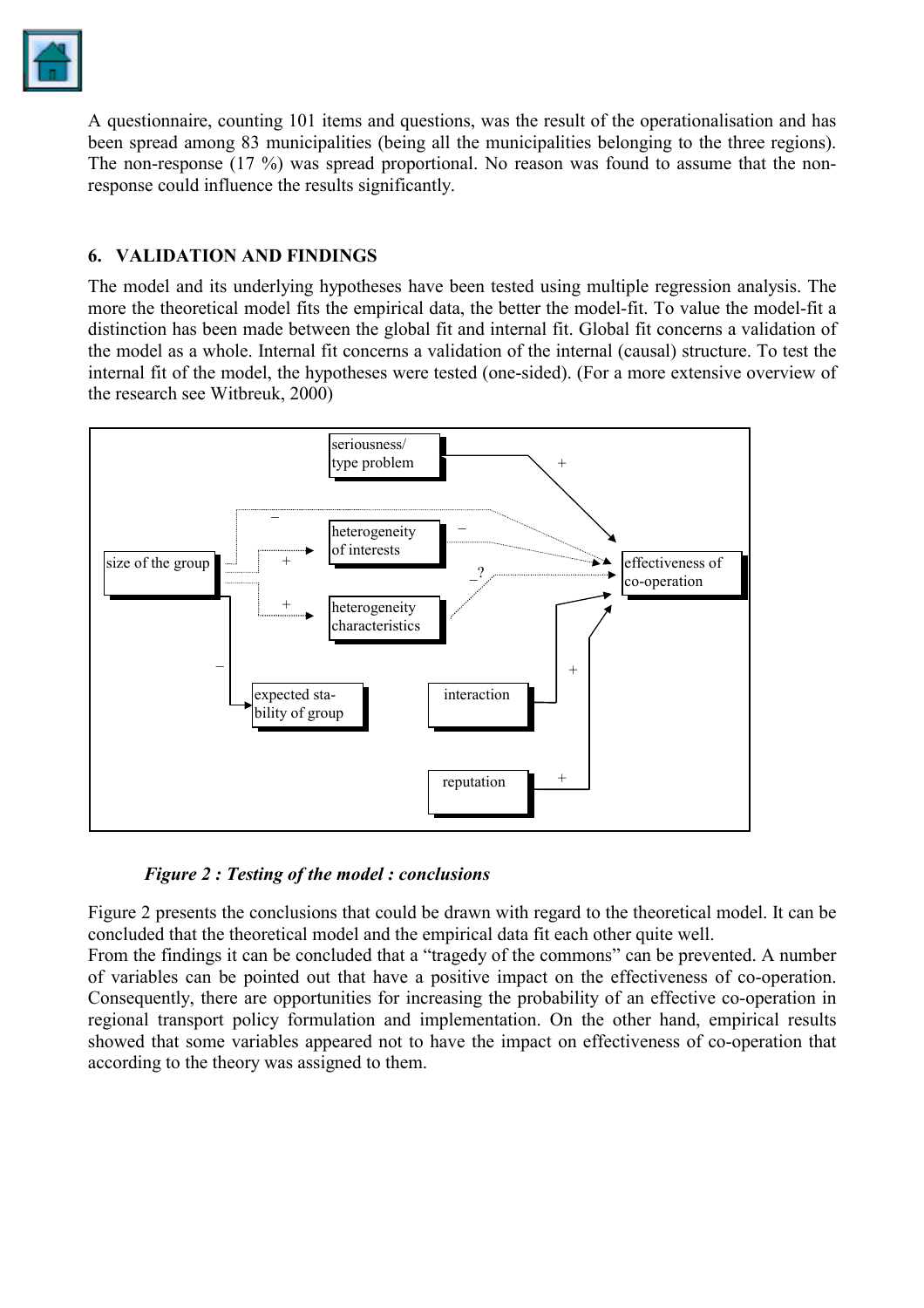A questionnaire, counting 101 items and questions, was the result of the operationalisation and has been spread among 83 municipalities (being all the municipalities belonging to the three regions). The non-response (17 %) was spread proportional. No reason was found to assume that the non-response could influence the results significantly.

## 6. VALIDATION AND FINDINGS

The model and its underlying hypotheses have been tested using multiple regression analysis. The more the theoretical model fits the empirical data, the better the model-fit. To value the model-fit a distinction has been made between the global fit and internal fit. Global fit concerns a validation of the model as a whole. Internal fit concerns a validation of the internal (causal) structure. To test the internal fit of the model, the hypotheses were tested (one-sided). (For a more extensive overview of the research see Witbreuk, 2000)

*Figure 2 : Testing of the model : conclusions*

Figure 2 presents the conclusions that could be drawn with regard to the theoretical model. It can be concluded that the theoretical model and the empirical data fit each other quite well.

From the findings it can be concluded that a “tragedy of the commons” can be prevented. A number of variables can be pointed out that have a positive impact on the effectiveness of co-operation. Consequently, there are opportunities for increasing the probability of an effective co-operation in regional transport policy formulation and implementation. On the other hand, empirical results showed that some variables appeared not to have the impact on effectiveness of co-operation that according to the theory was assigned to them.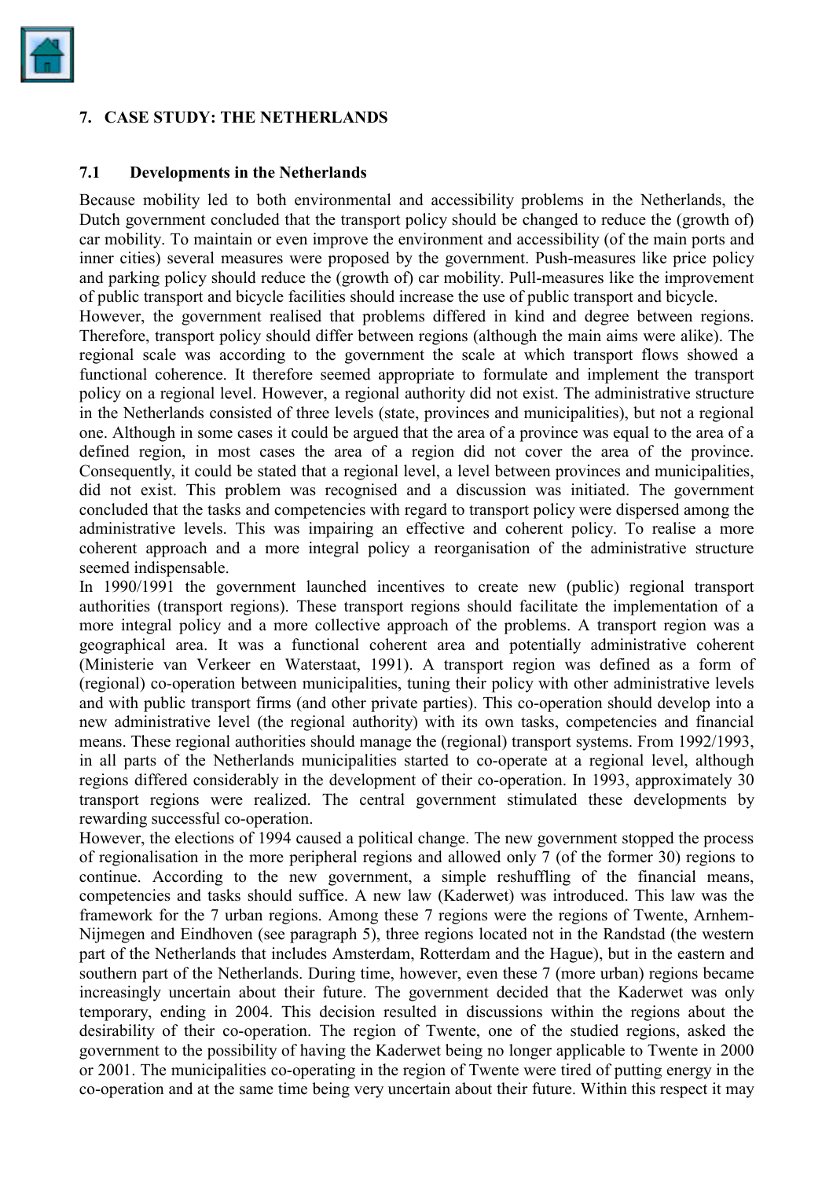## 7. CASE STUDY: THE NETHERLANDS

### 7.1 Developments in the Netherlands

Because mobility led to both environmental and accessibility problems in the Netherlands, the Dutch government concluded that the transport policy should be changed to reduce the (growth of) car mobility. To maintain or even improve the environment and accessibility (of the main ports and inner cities) several measures were proposed by the government. Push-measures like price policy and parking policy should reduce the (growth of) car mobility. Pull-measures like the improvement of public transport and bicycle facilities should increase the use of public transport and bicycle.

However, the government realised that problems differed in kind and degree between regions. Therefore, transport policy should differ between regions (although the main aims were alike). The regional scale was according to the government the scale at which transport flows showed a functional coherence. It therefore seemed appropriate to formulate and implement the transport policy on a regional level. However, a regional authority did not exist. The administrative structure in the Netherlands consisted of three levels (state, provinces and municipalities), but not a regional one. Although in some cases it could be argued that the area of a province was equal to the area of a defined region, in most cases the area of a region did not cover the area of the province. Consequently, it could be stated that a regional level, a level between provinces and municipalities, did not exist. This problem was recognised and a discussion was initiated. The government concluded that the tasks and competencies with regard to transport policy were dispersed among the administrative levels. This was impairing an effective and coherent policy. To realise a more coherent approach and a more integral policy a reorganisation of the administrative structure seemed indispensable.

In 1990/1991 the government launched incentives to create new (public) regional transport authorities (transport regions). These transport regions should facilitate the implementation of a more integral policy and a more collective approach of the problems. A transport region was a geographical area. It was a functional coherent area and potentially administrative coherent (Ministerie van Verkeer en Waterstaat, 1991). A transport region was defined as a form of (regional) co-operation between municipalities, tuning their policy with other administrative levels and with public transport firms (and other private parties). This co-operation should develop into a new administrative level (the regional authority) with its own tasks, competencies and financial means. These regional authorities should manage the (regional) transport systems. From 1992/1993, in all parts of the Netherlands municipalities started to co-operate at a regional level, although regions differed considerably in the development of their co-operation. In 1993, approximately 30 transport regions were realized. The central government stimulated these developments by rewarding successful co-operation.

However, the elections of 1994 caused a political change. The new government stopped the process of regionalisation in the more peripheral regions and allowed only 7 (of the former 30) regions to continue. According to the new government, a simple reshuffling of the financial means, competencies and tasks should suffice. A new law (Kaderwet) was introduced. This law was the framework for the 7 urban regions. Among these 7 regions were the regions of Twente, Arnhem-Nijmegen and Eindhoven (see paragraph 5), three regions located not in the Randstad (the western part of the Netherlands that includes Amsterdam, Rotterdam and the Hague), but in the eastern and southern part of the Netherlands. During time, however, even these 7 (more urban) regions became increasingly uncertain about their future. The government decided that the Kaderwet was only temporary, ending in 2004. This decision resulted in discussions within the regions about the desirability of their co-operation. The region of Twente, one of the studied regions, asked the government to the possibility of having the Kaderwet being no longer applicable to Twente in 2000 or 2001. The municipalities co-operating in the region of Twente were tired of putting energy in the co-operation and at the same time being very uncertain about their future. Within this respect it may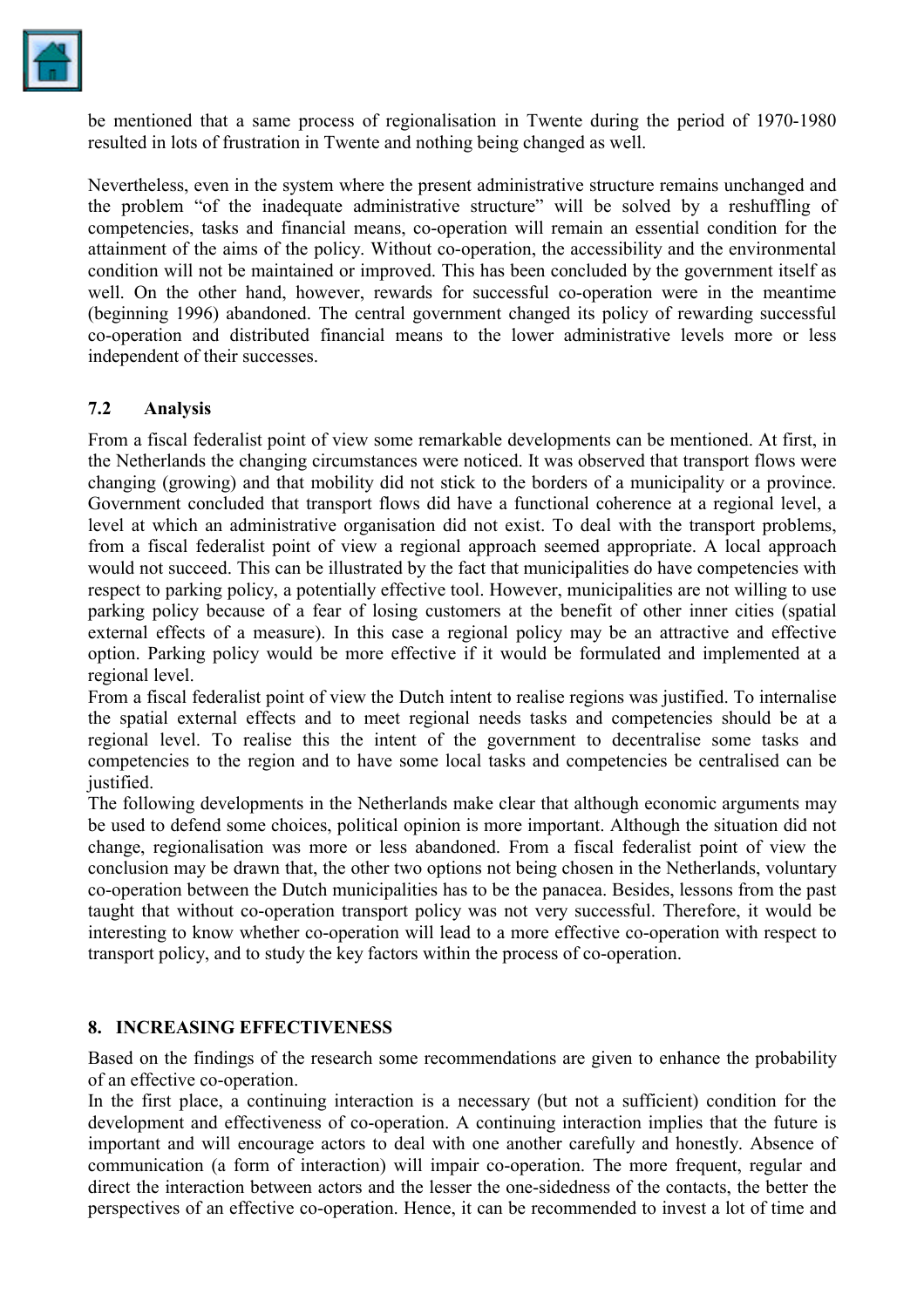be mentioned that a same process of regionalisation in Twente during the period of 1970-1980 resulted in lots of frustration in Twente and nothing being changed as well.

Nevertheless, even in the system where the present administrative structure remains unchanged and the problem "of the inadequate administrative structure" will be solved by a reshuffling of competencies, tasks and financial means, co-operation will remain an essential condition for the attainment of the aims of the policy. Without co-operation, the accessibility and the environmental condition will not be maintained or improved. This has been concluded by the government itself as well. On the other hand, however, rewards for successful co-operation were in the meantime (beginning 1996) abandoned. The central government changed its policy of rewarding successful co-operation and distributed financial means to the lower administrative levels more or less independent of their successes.

### 7.2 Analysis

From a fiscal federalist point of view some remarkable developments can be mentioned. At first, in the Netherlands the changing circumstances were noticed. It was observed that transport flows were changing (growing) and that mobility did not stick to the borders of a municipality or a province. Government concluded that transport flows did have a functional coherence at a regional level, a level at which an administrative organisation did not exist. To deal with the transport problems, from a fiscal federalist point of view a regional approach seemed appropriate. A local approach would not succeed. This can be illustrated by the fact that municipalities do have competencies with respect to parking policy, a potentially effective tool. However, municipalities are not willing to use parking policy because of a fear of losing customers at the benefit of other inner cities (spatial external effects of a measure). In this case a regional policy may be an attractive and effective option. Parking policy would be more effective if it would be formulated and implemented at a regional level.

From a fiscal federalist point of view the Dutch intent to realise regions was justified. To internalise the spatial external effects and to meet regional needs tasks and competencies should be at a regional level. To realise this the intent of the government to decentralise some tasks and competencies to the region and to have some local tasks and competencies be centralised can be justified.

The following developments in the Netherlands make clear that although economic arguments may be used to defend some choices, political opinion is more important. Although the situation did not change, regionalisation was more or less abandoned. From a fiscal federalist point of view the conclusion may be drawn that, the other two options not being chosen in the Netherlands, voluntary co-operation between the Dutch municipalities has to be the panacea. Besides, lessons from the past taught that without co-operation transport policy was not very successful. Therefore, it would be interesting to know whether co-operation will lead to a more effective co-operation with respect to transport policy, and to study the key factors within the process of co-operation.

## 8. INCREASING EFFECTIVENESS

Based on the findings of the research some recommendations are given to enhance the probability of an effective co-operation.

In the first place, a continuing interaction is a necessary (but not a sufficient) condition for the development and effectiveness of co-operation. A continuing interaction implies that the future is important and will encourage actors to deal with one another carefully and honestly. Absence of communication (a form of interaction) will impair co-operation. The more frequent, regular and direct the interaction between actors and the lesser the one-sidedness of the contacts, the better the perspectives of an effective co-operation. Hence, it can be recommended to invest a lot of time and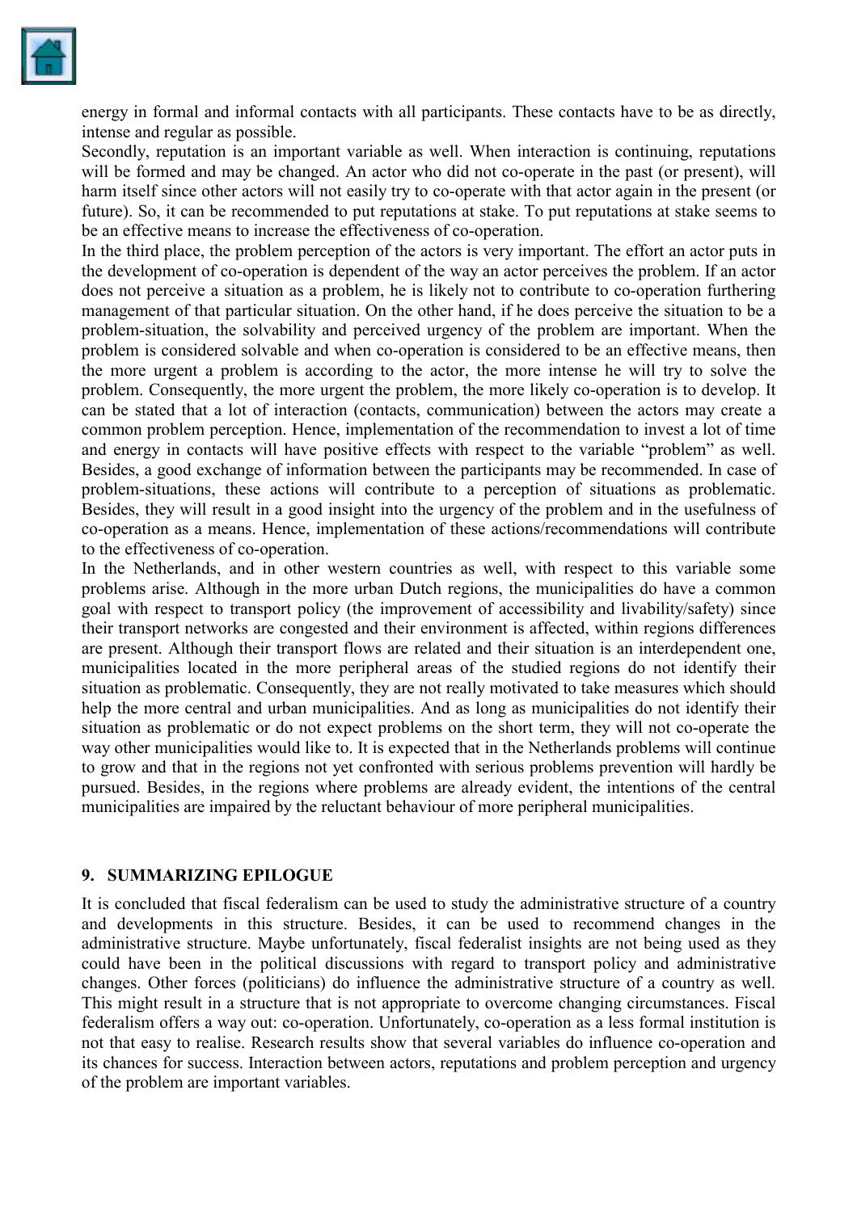energy in formal and informal contacts with all participants. These contacts have to be as directly, intense and regular as possible.

Secondly, reputation is an important variable as well. When interaction is continuing, reputations will be formed and may be changed. An actor who did not co-operate in the past (or present), will harm itself since other actors will not easily try to co-operate with that actor again in the present (or future). So, it can be recommended to put reputations at stake. To put reputations at stake seems to be an effective means to increase the effectiveness of co-operation.

In the third place, the problem perception of the actors is very important. The effort an actor puts in the development of co-operation is dependent of the way an actor perceives the problem. If an actor does not perceive a situation as a problem, he is likely not to contribute to co-operation furthering management of that particular situation. On the other hand, if he does perceive the situation to be a problem-situation, the solvability and perceived urgency of the problem are important. When the problem is considered solvable and when co-operation is considered to be an effective means, then the more urgent a problem is according to the actor, the more intense he will try to solve the problem. Consequently, the more urgent the problem, the more likely co-operation is to develop. It can be stated that a lot of interaction (contacts, communication) between the actors may create a common problem perception. Hence, implementation of the recommendation to invest a lot of time and energy in contacts will have positive effects with respect to the variable "problem" as well. Besides, a good exchange of information between the participants may be recommended. In case of problem-situations, these actions will contribute to a perception of situations as problematic. Besides, they will result in a good insight into the urgency of the problem and in the usefulness of co-operation as a means. Hence, implementation of these actions/recommendations will contribute to the effectiveness of co-operation.

In the Netherlands, and in other western countries as well, with respect to this variable some problems arise. Although in the more urban Dutch regions, the municipalities do have a common goal with respect to transport policy (the improvement of accessibility and livability/safety) since their transport networks are congested and their environment is affected, within regions differences are present. Although their transport flows are related and their situation is an interdependent one, municipalities located in the more peripheral areas of the studied regions do not identify their situation as problematic. Consequently, they are not really motivated to take measures which should help the more central and urban municipalities. And as long as municipalities do not identify their situation as problematic or do not expect problems on the short term, they will not co-operate the way other municipalities would like to. It is expected that in the Netherlands problems will continue to grow and that in the regions not yet confronted with serious problems prevention will hardly be pursued. Besides, in the regions where problems are already evident, the intentions of the central municipalities are impaired by the reluctant behaviour of more peripheral municipalities.

## 9. SUMMARIZING EPILOGUE

It is concluded that fiscal federalism can be used to study the administrative structure of a country and developments in this structure. Besides, it can be used to recommend changes in the administrative structure. Maybe unfortunately, fiscal federalist insights are not being used as they could have been in the political discussions with regard to transport policy and administrative changes. Other forces (politicians) do influence the administrative structure of a country as well. This might result in a structure that is not appropriate to overcome changing circumstances. Fiscal federalism offers a way out: co-operation. Unfortunately, co-operation as a less formal institution is not that easy to realise. Research results show that several variables do influence co-operation and its chances for success. Interaction between actors, reputations and problem perception and urgency of the problem are important variables.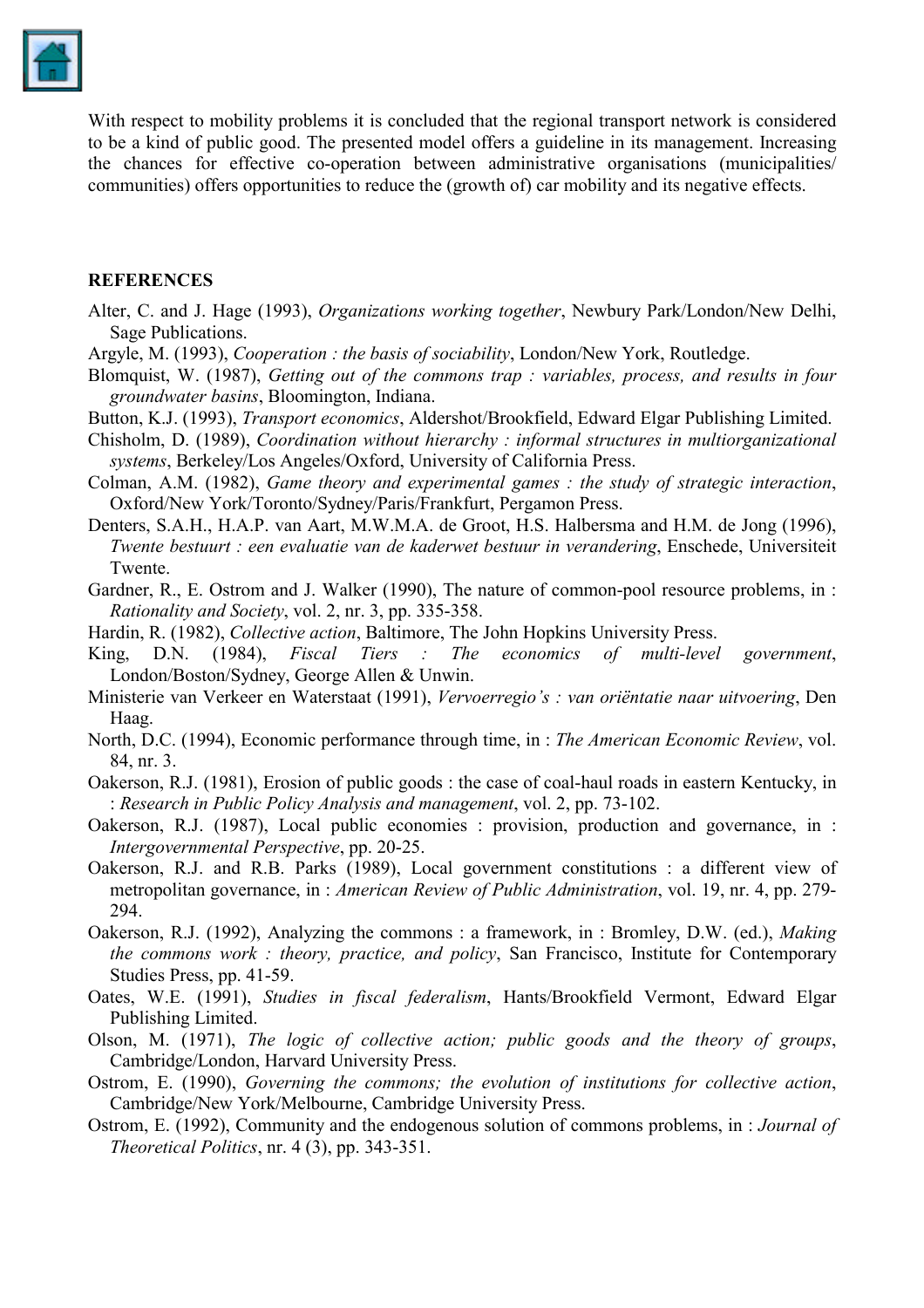With respect to mobility problems it is concluded that the regional transport network is considered to be a kind of public good. The presented model offers a guideline in its management. Increasing the chances for effective co-operation between administrative organisations (municipalities/ communities) offers opportunities to reduce the (growth of) car mobility and its negative effects.

## REFERENCES

Alter, C. and J. Hage (1993), *Organizations working together*, Newbury Park/London/New Delhi, Sage Publications.

Argyle, M. (1993), *Cooperation : the basis of sociability*, London/New York, Routledge.

Blomquist, W. (1987), *Getting out of the commons trap : variables, process, and results in four groundwater basins*, Bloomington, Indiana.

Button, K.J. (1993), *Transport economics*, Aldershot/Brookfield, Edward Elgar Publishing Limited.

Chisholm, D. (1989), *Coordination without hierarchy : informal structures in multiorganizational systems*, Berkeley/Los Angeles/Oxford, University of California Press.

Colman, A.M. (1982), *Game theory and experimental games : the study of strategic interaction*, Oxford/New York/Toronto/Sydney/Paris/Frankfurt, Pergamon Press.

Denters, S.A.H., H.A.P. van Aart, M.W.M.A. de Groot, H.S. Halbersma and H.M. de Jong (1996), *Twente bestuurt : een evaluatie van de kaderwet bestuur in verandering*, Enschede, Universiteit Twente.

Gardner, R., E. Ostrom and J. Walker (1990), The nature of common-pool resource problems, in : *Rationality and Society*, vol. 2, nr. 3, pp. 335-358.

Hardin, R. (1982), *Collective action*, Baltimore, The John Hopkins University Press.

King, D.N. (1984), *Fiscal Tiers : The economics of multi-level government*, London/Boston/Sydney, George Allen & Unwin.

Ministerie van Verkeer en Waterstaat (1991), *Vervoerregio's : van oriëntatie naar uitvoering*, Den Haag.

North, D.C. (1994), Economic performance through time, in : *The American Economic Review*, vol. 84, nr. 3.

Oakerson, R.J. (1981), Erosion of public goods : the case of coal-haul roads in eastern Kentucky, in : *Research in Public Policy Analysis and management*, vol. 2, pp. 73-102.

Oakerson, R.J. (1987), Local public economies : provision, production and governance, in : *Intergovernmental Perspective*, pp. 20-25.

Oakerson, R.J. and R.B. Parks (1989), Local government constitutions : a different view of metropolitan governance, in : *American Review of Public Administration*, vol. 19, nr. 4, pp. 279-294.

Oakerson, R.J. (1992), Analyzing the commons : a framework, in : Bromley, D.W. (ed.), *Making the commons work : theory, practice, and policy*, San Francisco, Institute for Contemporary Studies Press, pp. 41-59.

Oates, W.E. (1991), *Studies in fiscal federalism*, Hants/Brookfield Vermont, Edward Elgar Publishing Limited.

Olson, M. (1971), *The logic of collective action; public goods and the theory of groups*, Cambridge/London, Harvard University Press.

Ostrom, E. (1990), *Governing the commons; the evolution of institutions for collective action*, Cambridge/New York/Melbourne, Cambridge University Press.

Ostrom, E. (1992), Community and the endogenous solution of commons problems, in : *Journal of Theoretical Politics*, nr. 4 (3), pp. 343-351.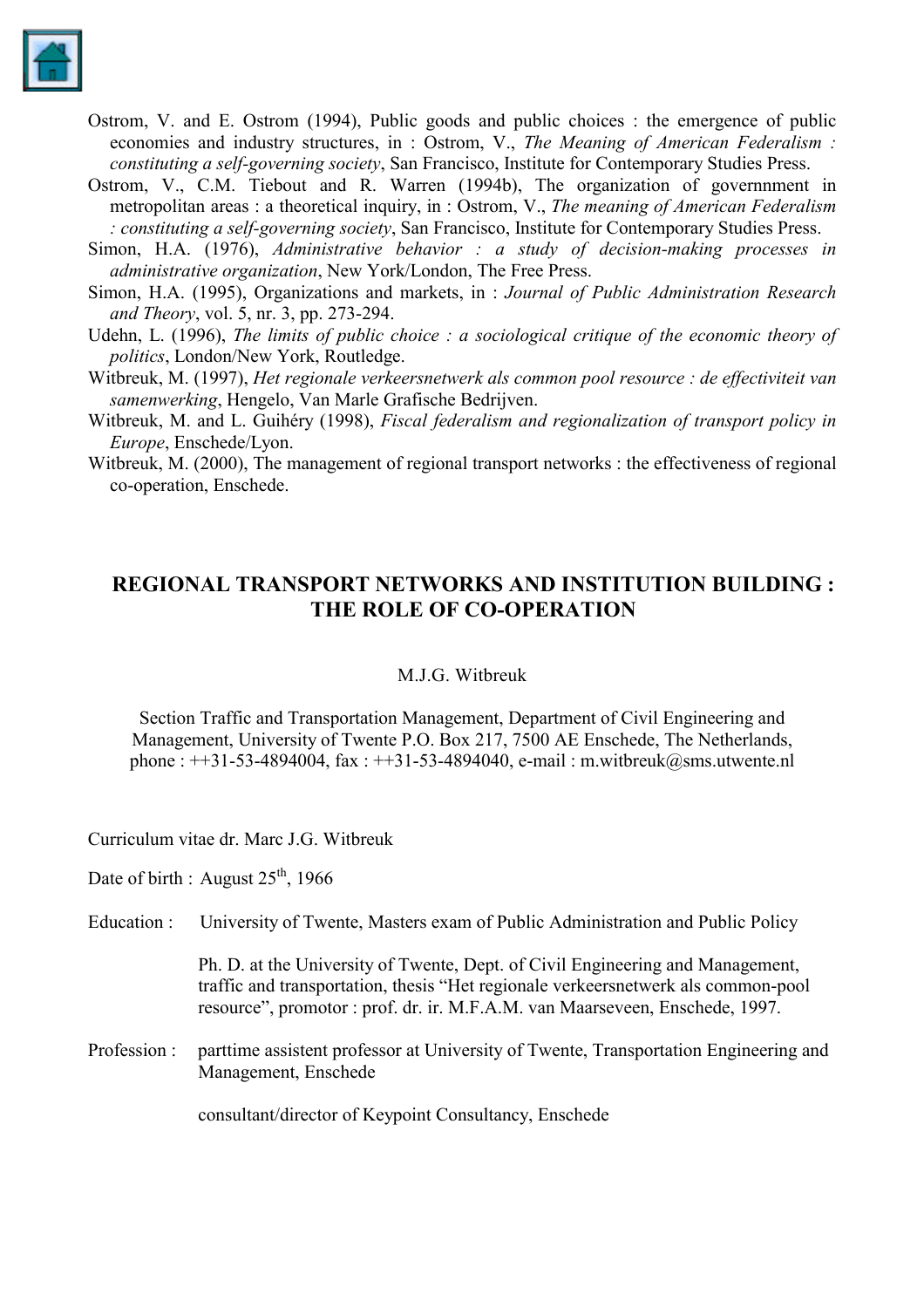Ostrom, V. and E. Ostrom (1994), Public goods and public choices : the emergence of public economies and industry structures, in : Ostrom, V., *The Meaning of American Federalism : constituting a self-governing society*, San Francisco, Institute for Contemporary Studies Press.

Ostrom, V., C.M. Tiebout and R. Warren (1994b), The organization of governnment in metropolitan areas : a theoretical inquiry, in : Ostrom, V., *The meaning of American Federalism : constituting a self-governing society*, San Francisco, Institute for Contemporary Studies Press.

Simon, H.A. (1976), *Administrative behavior : a study of decision-making processes in administrative organization*, New York/London, The Free Press.

Simon, H.A. (1995), Organizations and markets, in : *Journal of Public Administration Research and Theory*, vol. 5, nr. 3, pp. 273-294.

Udehn, L. (1996), *The limits of public choice : a sociological critique of the economic theory of politics*, London/New York, Routledge.

Witbreuk, M. (1997), *Het regionale verkeersnetwerk als common pool resource : de effectiviteit van samenwerking*, Hengelo, Van Marle Grafische Bedrijven.

Witbreuk, M. and L. Guihéry (1998), *Fiscal federalism and regionalization of transport policy in Europe*, Enschede/Lyon.

Witbreuk, M. (2000), The management of regional transport networks : the effectiveness of regional co-operation, Enschede.

## REGIONAL TRANSPORT NETWORKS AND INSTITUTION BUILDING : THE ROLE OF CO-OPERATION

M.J.G. Witbreuk

Section Traffic and Transportation Management, Department of Civil Engineering and Management, University of Twente P.O. Box 217, 7500 AE Enschede, The Netherlands, phone : ++31-53-4894004, fax : ++31-53-4894040, e-mail : m.witbreuk@sms.utwente.nl

Curriculum vitae dr. Marc J.G. Witbreuk

Date of birth : August 25th, 1966

Education : University of Twente, Masters exam of Public Administration and Public Policy

Ph. D. at the University of Twente, Dept. of Civil Engineering and Management, traffic and transportation, thesis "Het regionale verkeersnetwerk als common-pool resource", promotor : prof. dr. ir. M.F.A.M. van Maarseveen, Enschede, 1997.

Profession : parttime assistent professor at University of Twente, Transportation Engineering and Management, Enschede

consultant/director of Keypoint Consultancy, Enschede